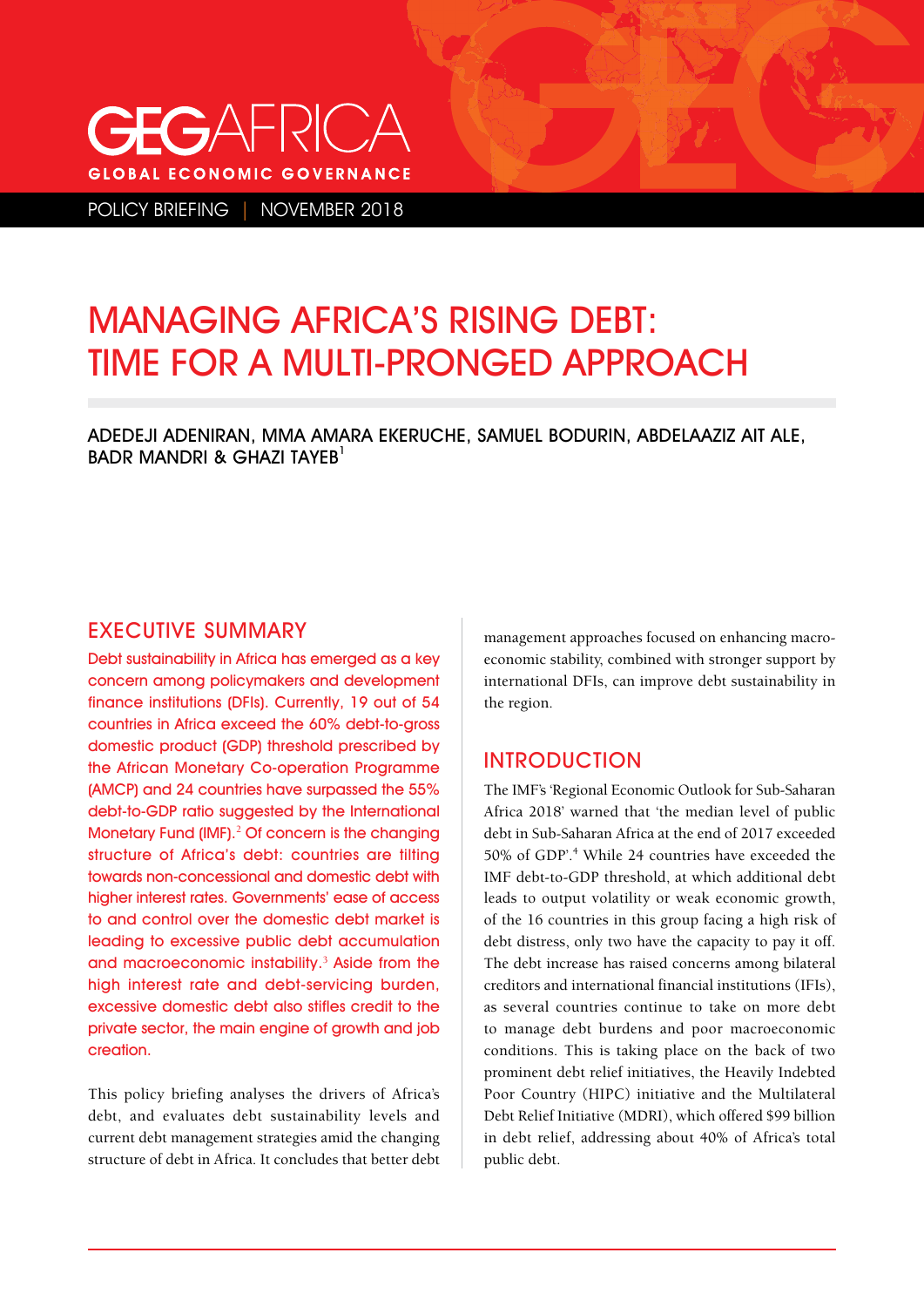GEGAFRICA
GLOBAL ECONOMIC GOVERNANCE

POLICY BRIEFING | NOVEMBER 2018

# MANAGING AFRICA'S RISING DEBT: TIME FOR A MULTI-PRONGED APPROACH

ADEDEJI ADENIRAN, MMA AMARA EKERUCHE, SAMUEL BODURIN, ABDELAAZIZ AIT ALE, BADR MANDRI & GHAZI TAYEB[1]

## EXECUTIVE SUMMARY

Debt sustainability in Africa has emerged as a key concern among policymakers and development finance institutions (DFIs). Currently, 19 out of 54 countries in Africa exceed the 60% debt-to-gross domestic product (GDP) threshold prescribed by the African Monetary Co-operation Programme (AMCP) and 24 countries have surpassed the 55% debt-to-GDP ratio suggested by the International Monetary Fund (IMF).[2] Of concern is the changing structure of Africa's debt: countries are tilting towards non-concessional and domestic debt with higher interest rates. Governments' ease of access to and control over the domestic debt market is leading to excessive public debt accumulation and macroeconomic instability.[3] Aside from the high interest rate and debt-servicing burden, excessive domestic debt also stifles credit to the private sector, the main engine of growth and job creation.

This policy briefing analyses the drivers of Africa's debt, and evaluates debt sustainability levels and current debt management strategies amid the changing structure of debt in Africa. It concludes that better debt management approaches focused on enhancing macro-economic stability, combined with stronger support by international DFIs, can improve debt sustainability in the region.

## INTRODUCTION

The IMF's 'Regional Economic Outlook for Sub-Saharan Africa 2018' warned that 'the median level of public debt in Sub-Saharan Africa at the end of 2017 exceeded 50% of GDP'.[4] While 24 countries have exceeded the IMF debt-to-GDP threshold, at which additional debt leads to output volatility or weak economic growth, of the 16 countries in this group facing a high risk of debt distress, only two have the capacity to pay it off. The debt increase has raised concerns among bilateral creditors and international financial institutions (IFIs), as several countries continue to take on more debt to manage debt burdens and poor macroeconomic conditions. This is taking place on the back of two prominent debt relief initiatives, the Heavily Indebted Poor Country (HIPC) initiative and the Multilateral Debt Relief Initiative (MDRI), which offered $99 billion in debt relief, addressing about 40% of Africa's total public debt.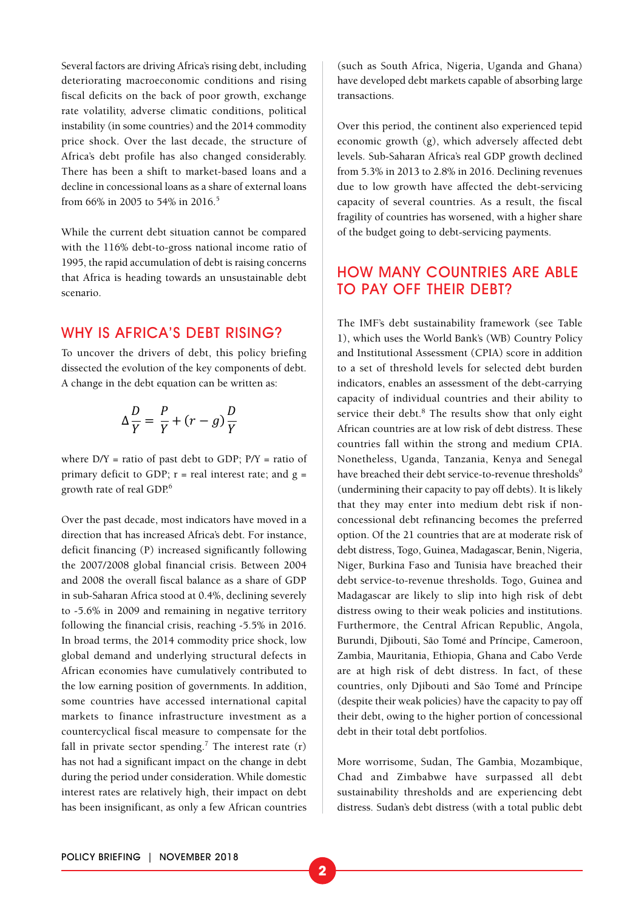Several factors are driving Africa's rising debt, including deteriorating macroeconomic conditions and rising fiscal deficits on the back of poor growth, exchange rate volatility, adverse climatic conditions, political instability (in some countries) and the 2014 commodity price shock. Over the last decade, the structure of Africa's debt profile has also changed considerably. There has been a shift to market-based loans and a decline in concessional loans as a share of external loans from 66% in 2005 to 54% in 2016.[5]

While the current debt situation cannot be compared with the 116% debt-to-gross national income ratio of 1995, the rapid accumulation of debt is raising concerns that Africa is heading towards an unsustainable debt scenario.

## WHY IS AFRICA'S DEBT RISING?

To uncover the drivers of debt, this policy briefing dissected the evolution of the key components of debt. A change in the debt equation can be written as:

$$\Delta\frac{D}{Y} = \frac{P}{Y} + (r - g)\frac{D}{Y}$$

where D/Y = ratio of past debt to GDP; P/Y = ratio of primary deficit to GDP; r = real interest rate; and g = growth rate of real GDP.[6]

Over the past decade, most indicators have moved in a direction that has increased Africa's debt. For instance, deficit financing (P) increased significantly following the 2007/2008 global financial crisis. Between 2004 and 2008 the overall fiscal balance as a share of GDP in sub-Saharan Africa stood at 0.4%, declining severely to -5.6% in 2009 and remaining in negative territory following the financial crisis, reaching -5.5% in 2016. In broad terms, the 2014 commodity price shock, low global demand and underlying structural defects in African economies have cumulatively contributed to the low earning position of governments. In addition, some countries have accessed international capital markets to finance infrastructure investment as a countercyclical fiscal measure to compensate for the fall in private sector spending.[7] The interest rate (r) has not had a significant impact on the change in debt during the period under consideration. While domestic interest rates are relatively high, their impact on debt has been insignificant, as only a few African countries (such as South Africa, Nigeria, Uganda and Ghana) have developed debt markets capable of absorbing large transactions.

Over this period, the continent also experienced tepid economic growth (g), which adversely affected debt levels. Sub-Saharan Africa's real GDP growth declined from 5.3% in 2013 to 2.8% in 2016. Declining revenues due to low growth have affected the debt-servicing capacity of several countries. As a result, the fiscal fragility of countries has worsened, with a higher share of the budget going to debt-servicing payments.

## HOW MANY COUNTRIES ARE ABLE TO PAY OFF THEIR DEBT?

The IMF's debt sustainability framework (see Table 1), which uses the World Bank's (WB) Country Policy and Institutional Assessment (CPIA) score in addition to a set of threshold levels for selected debt burden indicators, enables an assessment of the debt-carrying capacity of individual countries and their ability to service their debt.[8] The results show that only eight African countries are at low risk of debt distress. These countries fall within the strong and medium CPIA. Nonetheless, Uganda, Tanzania, Kenya and Senegal have breached their debt service-to-revenue thresholds[9] (undermining their capacity to pay off debts). It is likely that they may enter into medium debt risk if non-concessional debt refinancing becomes the preferred option. Of the 21 countries that are at moderate risk of debt distress, Togo, Guinea, Madagascar, Benin, Nigeria, Niger, Burkina Faso and Tunisia have breached their debt service-to-revenue thresholds. Togo, Guinea and Madagascar are likely to slip into high risk of debt distress owing to their weak policies and institutions. Furthermore, the Central African Republic, Angola, Burundi, Djibouti, São Tomé and Príncipe, Cameroon, Zambia, Mauritania, Ethiopia, Ghana and Cabo Verde are at high risk of debt distress. In fact, of these countries, only Djibouti and São Tomé and Príncipe (despite their weak policies) have the capacity to pay off their debt, owing to the higher portion of concessional debt in their total debt portfolios.

More worrisome, Sudan, The Gambia, Mozambique, Chad and Zimbabwe have surpassed all debt sustainability thresholds and are experiencing debt distress. Sudan's debt distress (with a total public debt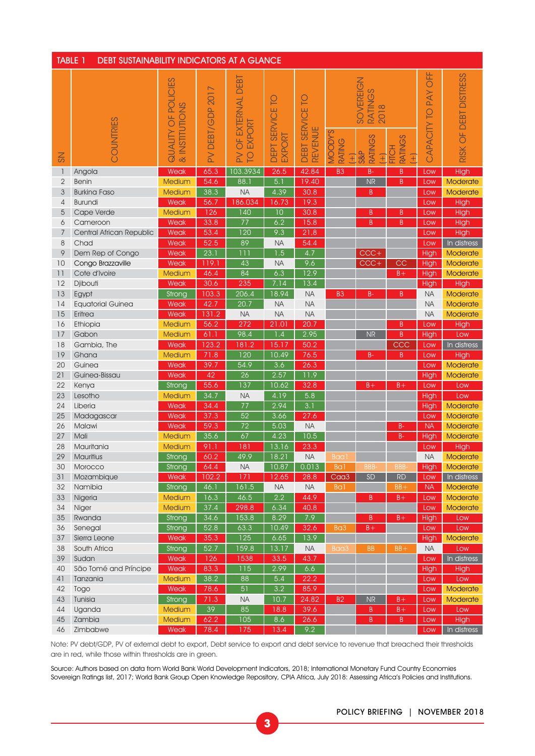## TABLE 1 DEBT SUSTAINABILITY INDICATORS AT A GLANCE

| SN | COUNTRIES | QUALITY OF POLICIES & INSTITUTIONS | PV DEBT/GDP 2017 | PV OF EXTERNAL DEBT TO EXPORT | DEPT SERVICE TO EXPORT | DEBT SERVICE TO REVENUE | SOVEREIGN RATINGS 2018 | | | CAPACITY TO PAY OFF | RISK OF DEBT DISTRESS |
|---|---|---|---|---|---|---|---|---|---|---|---|
| | | | | | | | MOODY'S RATING (+) | S&P RATINGS (+) | FITCH RATINGS (+) | | |
| 1 | Angola | Weak | 65.3 | 103.3934 | 26.5 | 42.84 | B3 | B- | B | Low | High |
| 2 | Benin | Medium | 54.6 | 88.1 | 5.1 | 19.40 | | NR | B | Low | Moderate |
| 3 | Burkina Faso | Medium | 38.3 | NA | 4.39 | 30.8 | | B | | Low | Moderate |
| 4 | Burundi | Weak | 56.7 | 186.034 | 16.73 | 19.3 | | | | Low | High |
| 5 | Cape Verde | Medium | 126 | 140 | 10 | 30.8 | | B | B | Low | High |
| 6 | Cameroon | Weak | 33.8 | 77 | 6.2 | 15.8 | | B | B | Low | High |
| 7 | Central African Republic | Weak | 53.4 | 120 | 9.3 | 21.8 | | | | Low | High |
| 8 | Chad | Weak | 52.5 | 89 | NA | 54.4 | | | | Low | In distress |
| 9 | Dem Rep of Congo | Weak | 23.1 | 111 | 1.5 | 4.7 | | CCC+ | | High | Moderate |
| 10 | Congo Brazzaville | Weak | 119.1 | 43 | NA | 9.6 | | CCC+ | CC | High | Moderate |
| 11 | Cote d'Ivoire | Medium | 46.4 | 84 | 6.3 | 12.9 | | | B+ | High | Moderate |
| 12 | Djibouti | Weak | 30.6 | 235 | 7.14 | 13.4 | | | | High | High |
| 13 | Egypt | Strong | 103.3 | 206.4 | 18.94 | NA | B3 | B- | B | NA | Moderate |
| 14 | Equatorial Guinea | Weak | 42.7 | 20.7 | NA | NA | | | | NA | Moderate |
| 15 | Eritrea | Weak | 131.2 | NA | NA | NA | | | | NA | Moderate |
| 16 | Ethiopia | Medium | 56.2 | 272 | 21.01 | 20.7 | | | B | Low | High |
| 17 | Gabon | Medium | 61.1 | 98.4 | 1.4 | 2.95 | | NR | B | High | Low |
| 18 | Gambia, The | Weak | 123.2 | 181.2 | 15.17 | 50.2 | | | CCC | Low | In distress |
| 19 | Ghana | Medium | 71.8 | 120 | 10.49 | 76.5 | | B- | B | Low | High |
| 20 | Guinea | Weak | 39.7 | 54.9 | 3.6 | 26.3 | | | | Low | Moderate |
| 21 | Guinea-Bissau | Weak | 42 | 26 | 2.57 | 11.9 | | | | High | Moderate |
| 22 | Kenya | Strong | 55.6 | 137 | 10.62 | 32.8 | | B+ | B+ | Low | Low |
| 23 | Lesotho | Medium | 34.7 | NA | 4.19 | 5.8 | | | | High | Low |
| 24 | Liberia | Weak | 34.4 | 77 | 2.94 | 3.1 | | | | High | Moderate |
| 25 | Madagascar | Weak | 37.3 | 52 | 3.66 | 27.6 | | | | Low | Moderate |
| 26 | Malawi | Weak | 59.3 | 72 | 5.03 | NA | | | B- | NA | Moderate |
| 27 | Mali | Medium | 35.6 | 67 | 4.23 | 10.5 | | | B- | High | Moderate |
| 28 | Mauritania | Medium | 91.1 | 181 | 13.16 | 23.3 | | | | Low | High |
| 29 | Mauritius | Strong | 60.2 | 49.9 | 18.21 | NA | Baa1 | | | NA | Moderate |
| 30 | Morocco | Strong | 64.4 | NA | 10.87 | 0.013 | Ba1 | BBB- | BBB- | High | Moderate |
| 31 | Mozambique | Weak | 102.2 | 171 | 12.65 | 28.8 | Caa3 | SD | RD | Low | In distress |
| 32 | Namibia | Strong | 46.1 | 161.5 | NA | NA | Ba1 | | BB+ | NA | Moderate |
| 33 | Nigeria | Medium | 16.3 | 46.5 | 2.2 | 44.9 | | B | B+ | Low | Moderate |
| 34 | Niger | Medium | 37.4 | 298.8 | 6.34 | 40.8 | | | | Low | Moderate |
| 35 | Rwanda | Strong | 34.6 | 153.8 | 8.29 | 7.9 | | B | B+ | High | Low |
| 36 | Senegal | Strong | 52.8 | 63.3 | 10.49 | 32.6 | Ba3 | B+ | | Low | Low |
| 37 | Sierra Leone | Weak | 35.3 | 125 | 6.65 | 13.9 | | | | High | Moderate |
| 38 | South Africa | Strong | 52.7 | 159.8 | 13.17 | NA | Baa3 | BB | BB+ | NA | Low |
| 39 | Sudan | Weak | 126 | 1538 | 33.5 | 43.7 | | | | Low | In distress |
| 40 | São Tomé and Príncipe | Weak | 83.3 | 115 | 2.99 | 6.6 | | | | High | High |
| 41 | Tanzania | Medium | 38.2 | 88 | 5.4 | 22.2 | | | | Low | Low |
| 42 | Togo | Weak | 78.6 | 51 | 3.2 | 85.9 | | | | Low | Moderate |
| 43 | Tunisia | Strong | 71.3 | NA | 10.7 | 24.82 | B2 | NR | B+ | Low | Moderate |
| 44 | Uganda | Medium | 39 | 85 | 18.8 | 39.6 | | B | B+ | Low | Low |
| 45 | Zambia | Medium | 62.2 | 105 | 8.6 | 26.6 | | B | B | Low | High |
| 46 | Zimbabwe | Weak | 78.4 | 175 | 13.4 | 9.2 | | | | Low | In distress |

Note: PV debt/GDP, PV of external debt to export, Debt service to export and debt service to revenue that breached their thresholds are in red, while those within thresholds are in green.

Source: Authors based on data from World Bank World Development Indicators, 2018; International Monetary Fund Country Economies Sovereign Ratings list, 2017; World Bank Group Open Knowledge Repository, CPIA Africa, July 2018: Assessing Africa's Policies and Institutions.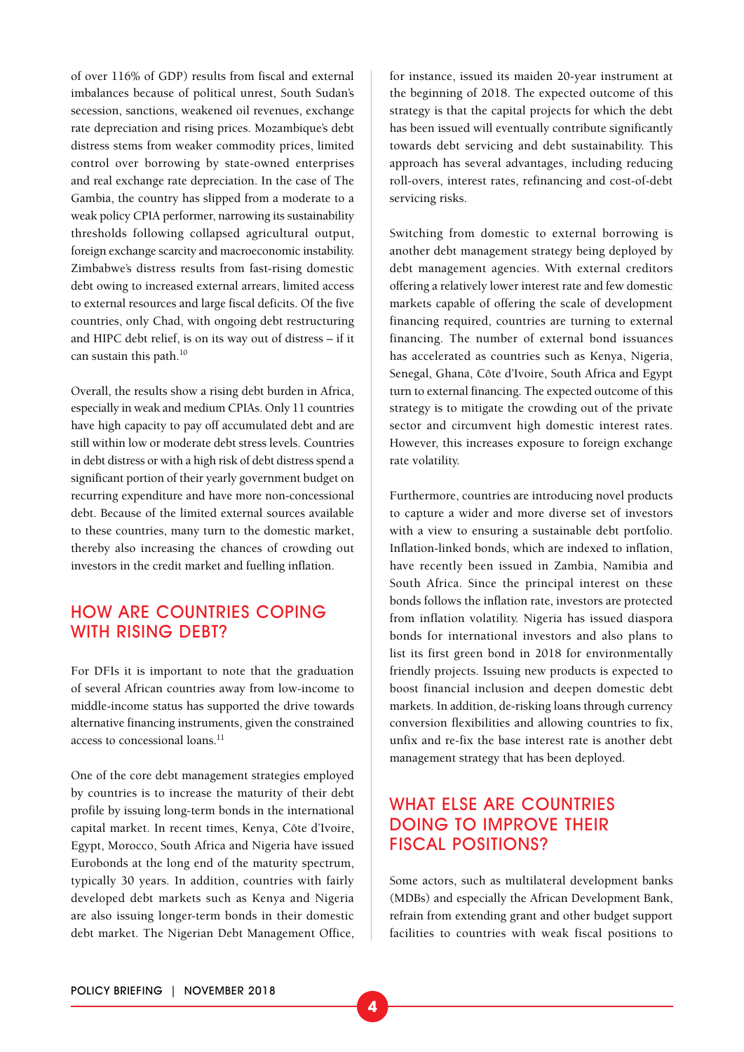of over 116% of GDP) results from fiscal and external imbalances because of political unrest, South Sudan's secession, sanctions, weakened oil revenues, exchange rate depreciation and rising prices. Mozambique's debt distress stems from weaker commodity prices, limited control over borrowing by state-owned enterprises and real exchange rate depreciation. In the case of The Gambia, the country has slipped from a moderate to a weak policy CPIA performer, narrowing its sustainability thresholds following collapsed agricultural output, foreign exchange scarcity and macroeconomic instability. Zimbabwe's distress results from fast-rising domestic debt owing to increased external arrears, limited access to external resources and large fiscal deficits. Of the five countries, only Chad, with ongoing debt restructuring and HIPC debt relief, is on its way out of distress – if it can sustain this path.[10]

Overall, the results show a rising debt burden in Africa, especially in weak and medium CPIAs. Only 11 countries have high capacity to pay off accumulated debt and are still within low or moderate debt stress levels. Countries in debt distress or with a high risk of debt distress spend a significant portion of their yearly government budget on recurring expenditure and have more non-concessional debt. Because of the limited external sources available to these countries, many turn to the domestic market, thereby also increasing the chances of crowding out investors in the credit market and fuelling inflation.

## HOW ARE COUNTRIES COPING WITH RISING DEBT?

For DFIs it is important to note that the graduation of several African countries away from low-income to middle-income status has supported the drive towards alternative financing instruments, given the constrained access to concessional loans.[11]

One of the core debt management strategies employed by countries is to increase the maturity of their debt profile by issuing long-term bonds in the international capital market. In recent times, Kenya, Côte d'Ivoire, Egypt, Morocco, South Africa and Nigeria have issued Eurobonds at the long end of the maturity spectrum, typically 30 years. In addition, countries with fairly developed debt markets such as Kenya and Nigeria are also issuing longer-term bonds in their domestic debt market. The Nigerian Debt Management Office, for instance, issued its maiden 20-year instrument at the beginning of 2018. The expected outcome of this strategy is that the capital projects for which the debt has been issued will eventually contribute significantly towards debt servicing and debt sustainability. This approach has several advantages, including reducing roll-overs, interest rates, refinancing and cost-of-debt servicing risks.

Switching from domestic to external borrowing is another debt management strategy being deployed by debt management agencies. With external creditors offering a relatively lower interest rate and few domestic markets capable of offering the scale of development financing required, countries are turning to external financing. The number of external bond issuances has accelerated as countries such as Kenya, Nigeria, Senegal, Ghana, Côte d'Ivoire, South Africa and Egypt turn to external financing. The expected outcome of this strategy is to mitigate the crowding out of the private sector and circumvent high domestic interest rates. However, this increases exposure to foreign exchange rate volatility.

Furthermore, countries are introducing novel products to capture a wider and more diverse set of investors with a view to ensuring a sustainable debt portfolio. Inflation-linked bonds, which are indexed to inflation, have recently been issued in Zambia, Namibia and South Africa. Since the principal interest on these bonds follows the inflation rate, investors are protected from inflation volatility. Nigeria has issued diaspora bonds for international investors and also plans to list its first green bond in 2018 for environmentally friendly projects. Issuing new products is expected to boost financial inclusion and deepen domestic debt markets. In addition, de-risking loans through currency conversion flexibilities and allowing countries to fix, unfix and re-fix the base interest rate is another debt management strategy that has been deployed.

## WHAT ELSE ARE COUNTRIES DOING TO IMPROVE THEIR FISCAL POSITIONS?

Some actors, such as multilateral development banks (MDBs) and especially the African Development Bank, refrain from extending grant and other budget support facilities to countries with weak fiscal positions to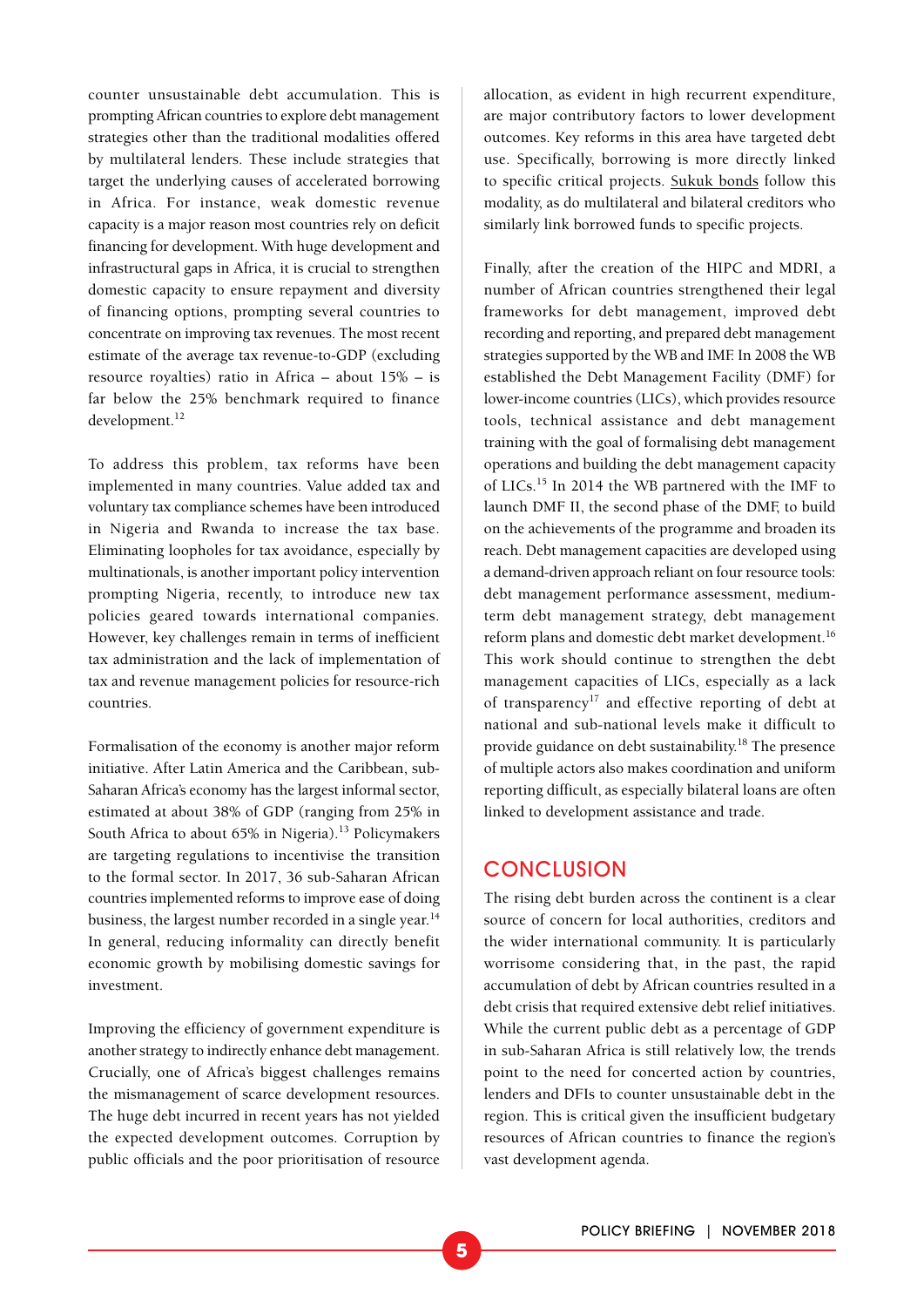counter unsustainable debt accumulation. This is prompting African countries to explore debt management strategies other than the traditional modalities offered by multilateral lenders. These include strategies that target the underlying causes of accelerated borrowing in Africa. For instance, weak domestic revenue capacity is a major reason most countries rely on deficit financing for development. With huge development and infrastructural gaps in Africa, it is crucial to strengthen domestic capacity to ensure repayment and diversity of financing options, prompting several countries to concentrate on improving tax revenues. The most recent estimate of the average tax revenue-to-GDP (excluding resource royalties) ratio in Africa – about 15% – is far below the 25% benchmark required to finance development.[12]

To address this problem, tax reforms have been implemented in many countries. Value added tax and voluntary tax compliance schemes have been introduced in Nigeria and Rwanda to increase the tax base. Eliminating loopholes for tax avoidance, especially by multinationals, is another important policy intervention prompting Nigeria, recently, to introduce new tax policies geared towards international companies. However, key challenges remain in terms of inefficient tax administration and the lack of implementation of tax and revenue management policies for resource-rich countries.

Formalisation of the economy is another major reform initiative. After Latin America and the Caribbean, sub-Saharan Africa's economy has the largest informal sector, estimated at about 38% of GDP (ranging from 25% in South Africa to about 65% in Nigeria).[13] Policymakers are targeting regulations to incentivise the transition to the formal sector. In 2017, 36 sub-Saharan African countries implemented reforms to improve ease of doing business, the largest number recorded in a single year.[14] In general, reducing informality can directly benefit economic growth by mobilising domestic savings for investment.

Improving the efficiency of government expenditure is another strategy to indirectly enhance debt management. Crucially, one of Africa's biggest challenges remains the mismanagement of scarce development resources. The huge debt incurred in recent years has not yielded the expected development outcomes. Corruption by public officials and the poor prioritisation of resource allocation, as evident in high recurrent expenditure, are major contributory factors to lower development outcomes. Key reforms in this area have targeted debt use. Specifically, borrowing is more directly linked to specific critical projects. Sukuk bonds follow this modality, as do multilateral and bilateral creditors who similarly link borrowed funds to specific projects.

Finally, after the creation of the HIPC and MDRI, a number of African countries strengthened their legal frameworks for debt management, improved debt recording and reporting, and prepared debt management strategies supported by the WB and IMF. In 2008 the WB established the Debt Management Facility (DMF) for lower-income countries (LICs), which provides resource tools, technical assistance and debt management training with the goal of formalising debt management operations and building the debt management capacity of LICs.[15] In 2014 the WB partnered with the IMF to launch DMF II, the second phase of the DMF, to build on the achievements of the programme and broaden its reach. Debt management capacities are developed using a demand-driven approach reliant on four resource tools: debt management performance assessment, medium-term debt management strategy, debt management reform plans and domestic debt market development.[16] This work should continue to strengthen the debt management capacities of LICs, especially as a lack of transparency[17] and effective reporting of debt at national and sub-national levels make it difficult to provide guidance on debt sustainability.[18] The presence of multiple actors also makes coordination and uniform reporting difficult, as especially bilateral loans are often linked to development assistance and trade.

## CONCLUSION

The rising debt burden across the continent is a clear source of concern for local authorities, creditors and the wider international community. It is particularly worrisome considering that, in the past, the rapid accumulation of debt by African countries resulted in a debt crisis that required extensive debt relief initiatives. While the current public debt as a percentage of GDP in sub-Saharan Africa is still relatively low, the trends point to the need for concerted action by countries, lenders and DFIs to counter unsustainable debt in the region. This is critical given the insufficient budgetary resources of African countries to finance the region's vast development agenda.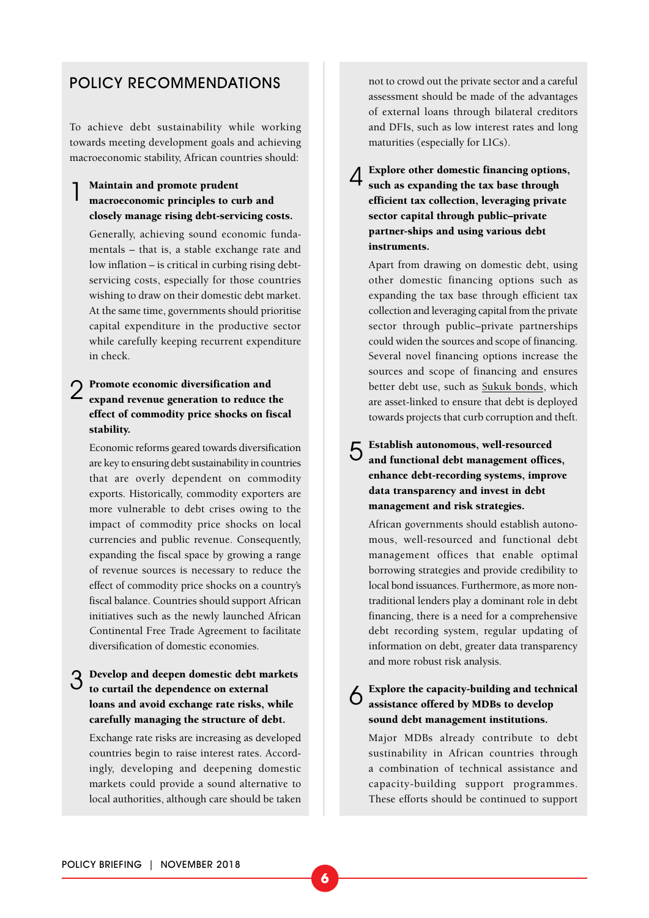## POLICY RECOMMENDATIONS

To achieve debt sustainability while working towards meeting development goals and achieving macroeconomic stability, African countries should:

1. **Maintain and promote prudent macroeconomic principles to curb and closely manage rising debt-servicing costs.**

   Generally, achieving sound economic fundamentals – that is, a stable exchange rate and low inflation – is critical in curbing rising debt-servicing costs, especially for those countries wishing to draw on their domestic debt market. At the same time, governments should prioritise capital expenditure in the productive sector while carefully keeping recurrent expenditure in check.

2. **Promote economic diversification and expand revenue generation to reduce the effect of commodity price shocks on fiscal stability.**

   Economic reforms geared towards diversification are key to ensuring debt sustainability in countries that are overly dependent on commodity exports. Historically, commodity exporters are more vulnerable to debt crises owing to the impact of commodity price shocks on local currencies and public revenue. Consequently, expanding the fiscal space by growing a range of revenue sources is necessary to reduce the effect of commodity price shocks on a country's fiscal balance. Countries should support African initiatives such as the newly launched African Continental Free Trade Agreement to facilitate diversification of domestic economies.

3. **Develop and deepen domestic debt markets to curtail the dependence on external loans and avoid exchange rate risks, while carefully managing the structure of debt.**

   Exchange rate risks are increasing as developed countries begin to raise interest rates. Accordingly, developing and deepening domestic markets could provide a sound alternative to local authorities, although care should be taken not to crowd out the private sector and a careful assessment should be made of the advantages of external loans through bilateral creditors and DFIs, such as low interest rates and long maturities (especially for LICs).

4. **Explore other domestic financing options, such as expanding the tax base through efficient tax collection, leveraging private sector capital through public–private partner-ships and using various debt instruments.**

   Apart from drawing on domestic debt, using other domestic financing options such as expanding the tax base through efficient tax collection and leveraging capital from the private sector through public–private partnerships could widen the sources and scope of financing. Several novel financing options increase the sources and scope of financing and ensures better debt use, such as Sukuk bonds, which are asset-linked to ensure that debt is deployed towards projects that curb corruption and theft.

5. **Establish autonomous, well-resourced and functional debt management offices, enhance debt-recording systems, improve data transparency and invest in debt management and risk strategies.**

   African governments should establish autonomous, well-resourced and functional debt management offices that enable optimal borrowing strategies and provide credibility to local bond issuances. Furthermore, as more non-traditional lenders play a dominant role in debt financing, there is a need for a comprehensive debt recording system, regular updating of information on debt, greater data transparency and more robust risk analysis.

6. **Explore the capacity-building and technical assistance offered by MDBs to develop sound debt management institutions.**

   Major MDBs already contribute to debt sustainability in African countries through a combination of technical assistance and capacity-building support programmes. These efforts should be continued to support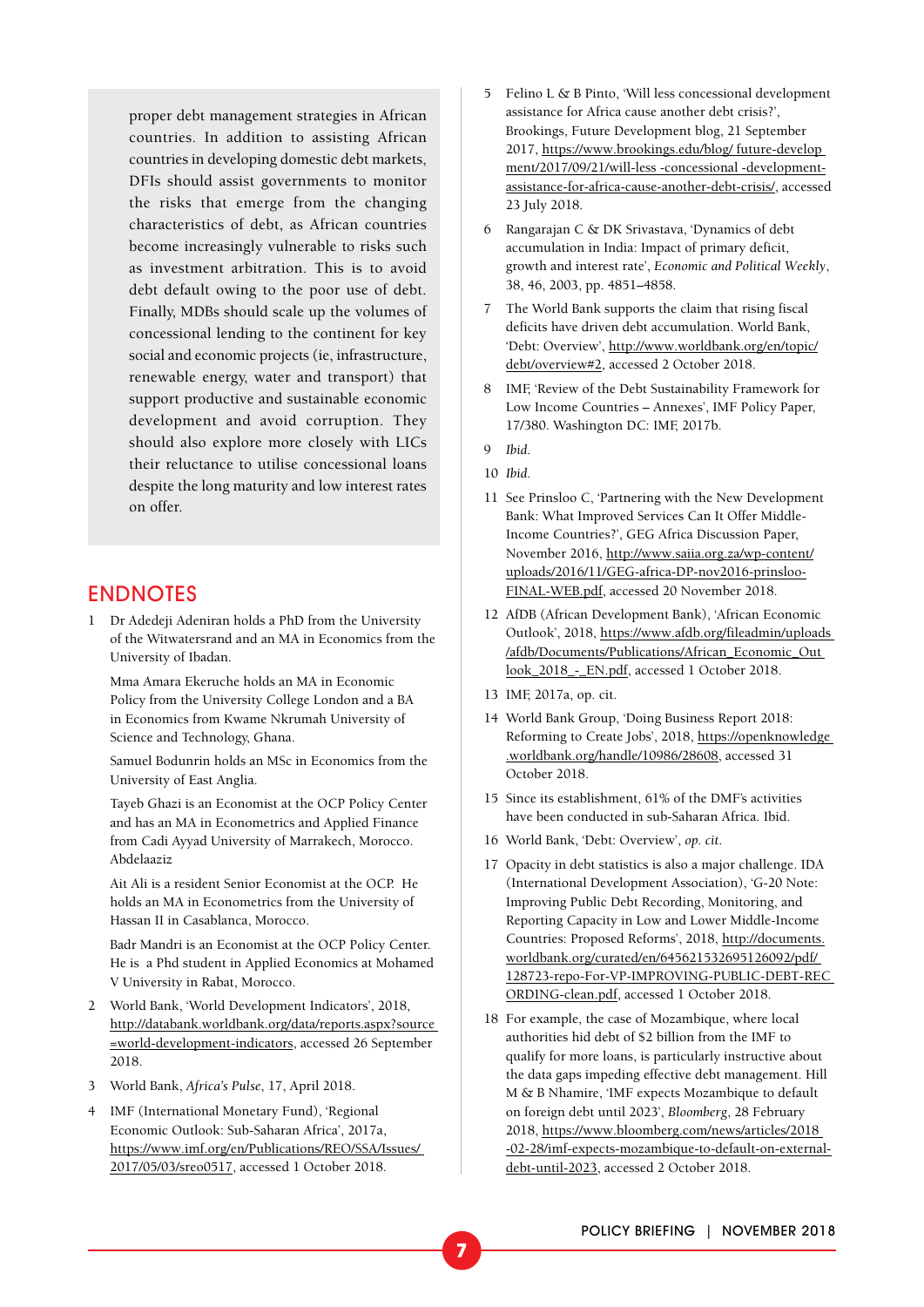proper debt management strategies in African countries. In addition to assisting African countries in developing domestic debt markets, DFIs should assist governments to monitor the risks that emerge from the changing characteristics of debt, as African countries become increasingly vulnerable to risks such as investment arbitration. This is to avoid debt default owing to the poor use of debt. Finally, MDBs should scale up the volumes of concessional lending to the continent for key social and economic projects (ie, infrastructure, renewable energy, water and transport) that support productive and sustainable economic development and avoid corruption. They should also explore more closely with LICs their reluctance to utilise concessional loans despite the long maturity and low interest rates on offer.

## ENDNOTES

1 Dr Adedeji Adeniran holds a PhD from the University of the Witwatersrand and an MA in Economics from the University of Ibadan.

Mma Amara Ekeruche holds an MA in Economic Policy from the University College London and a BA in Economics from Kwame Nkrumah University of Science and Technology, Ghana.

Samuel Bodunrin holds an MSc in Economics from the University of East Anglia.

Tayeb Ghazi is an Economist at the OCP Policy Center and has an MA in Econometrics and Applied Finance from Cadi Ayyad University of Marrakech, Morocco. Abdelaaziz

Ait Ali is a resident Senior Economist at the OCP. He holds an MA in Econometrics from the University of Hassan II in Casablanca, Morocco.

Badr Mandri is an Economist at the OCP Policy Center. He is a Phd student in Applied Economics at Mohamed V University in Rabat, Morocco.

2 World Bank, 'World Development Indicators', 2018, http://databank.worldbank.org/data/reports.aspx?source=world-development-indicators, accessed 26 September 2018.

3 World Bank, *Africa's Pulse*, 17, April 2018.

4 IMF (International Monetary Fund), 'Regional Economic Outlook: Sub-Saharan Africa', 2017a, https://www.imf.org/en/Publications/REO/SSA/Issues/2017/05/03/sreo0517, accessed 1 October 2018.

5 Felino L & B Pinto, 'Will less concessional development assistance for Africa cause another debt crisis?', Brookings, Future Development blog, 21 September 2017, https://www.brookings.edu/blog/ future-development/2017/09/21/will-less -concessional -development-assistance-for-africa-cause-another-debt-crisis/, accessed 23 July 2018.

6 Rangarajan C & DK Srivastava, 'Dynamics of debt accumulation in India: Impact of primary deficit, growth and interest rate', *Economic and Political Weekly*, 38, 46, 2003, pp. 4851–4858.

7 The World Bank supports the claim that rising fiscal deficits have driven debt accumulation. World Bank, 'Debt: Overview', http://www.worldbank.org/en/topic/debt/overview#2, accessed 2 October 2018.

8 IMF, 'Review of the Debt Sustainability Framework for Low Income Countries – Annexes', IMF Policy Paper, 17/380. Washington DC: IMF, 2017b.

9 *Ibid*.

10 *Ibid*.

11 See Prinsloo C, 'Partnering with the New Development Bank: What Improved Services Can It Offer Middle-Income Countries?', GEG Africa Discussion Paper, November 2016, http://www.saiia.org.za/wp-content/uploads/2016/11/GEG-africa-DP-nov2016-prinsloo-FINAL-WEB.pdf, accessed 20 November 2018.

12 AfDB (African Development Bank), 'African Economic Outlook', 2018, https://www.afdb.org/fileadmin/uploads/afdb/Documents/Publications/African_Economic_Outlook_2018_-_EN.pdf, accessed 1 October 2018.

13 IMF, 2017a, op. cit.

14 World Bank Group, 'Doing Business Report 2018: Reforming to Create Jobs', 2018, https://openknowledge.worldbank.org/handle/10986/28608, accessed 31 October 2018.

15 Since its establishment, 61% of the DMF's activities have been conducted in sub-Saharan Africa. Ibid.

16 World Bank, 'Debt: Overview', *op. cit*.

17 Opacity in debt statistics is also a major challenge. IDA (International Development Association), 'G-20 Note: Improving Public Debt Recording, Monitoring, and Reporting Capacity in Low and Lower Middle-Income Countries: Proposed Reforms', 2018, http://documents.worldbank.org/curated/en/645621532695126092/pdf/128723-repo-For-VP-IMPROVING-PUBLIC-DEBT-RECORDING-clean.pdf, accessed 1 October 2018.

18 For example, the case of Mozambique, where local authorities hid debt of $2 billion from the IMF to qualify for more loans, is particularly instructive about the data gaps impeding effective debt management. Hill M & B Nhamire, 'IMF expects Mozambique to default on foreign debt until 2023', *Bloomberg*, 28 February 2018, https://www.bloomberg.com/news/articles/2018-02-28/imf-expects-mozambique-to-default-on-external-debt-until-2023, accessed 2 October 2018.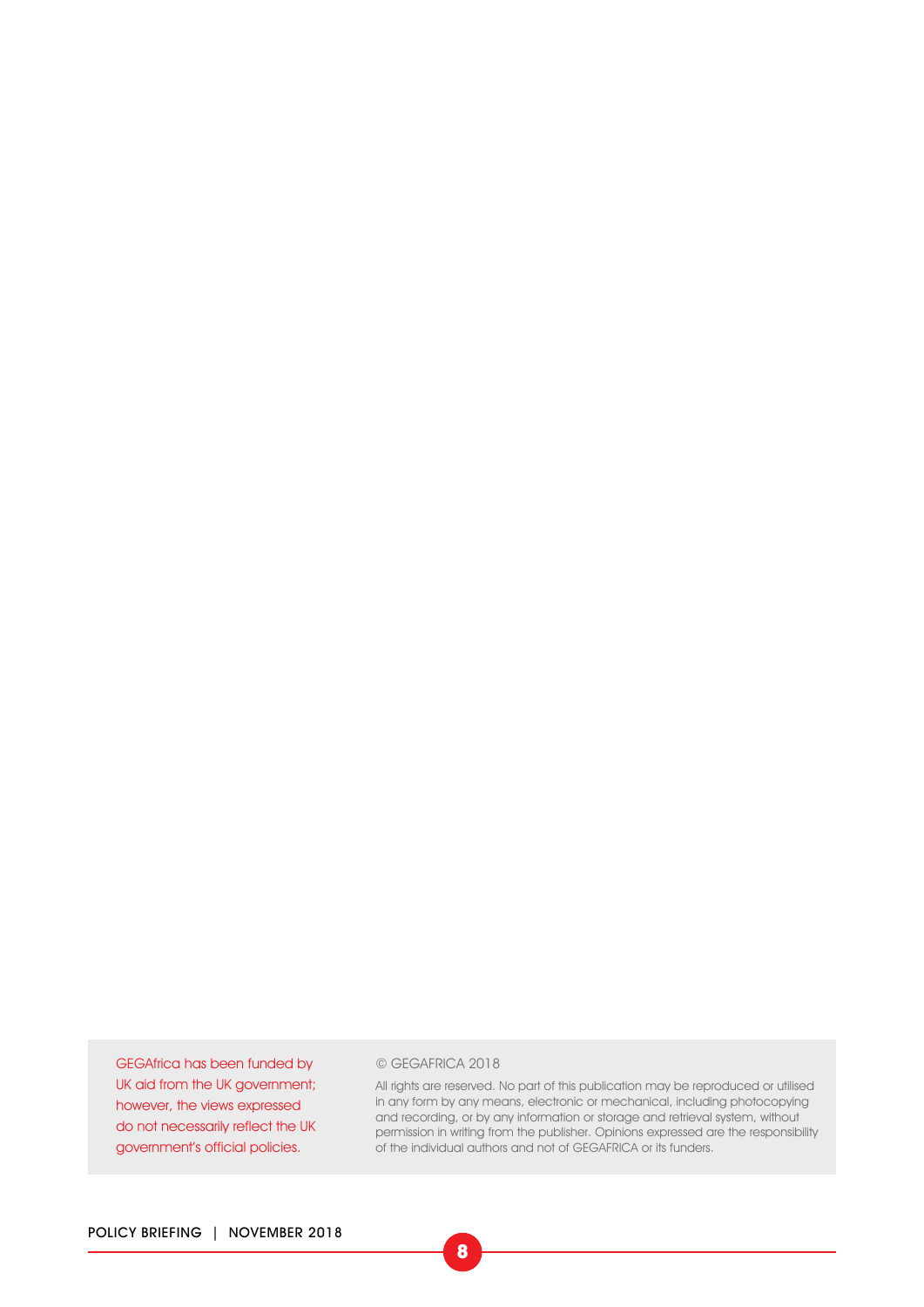GEGAfrica has been funded by UK aid from the UK government; however, the views expressed do not necessarily reflect the UK government's official policies.

© GEGAFRICA 2018

All rights are reserved. No part of this publication may be reproduced or utilised in any form by any means, electronic or mechanical, including photocopying and recording, or by any information or storage and retrieval system, without permission in writing from the publisher. Opinions expressed are the responsibility of the individual authors and not of GEGAFRICA or its funders.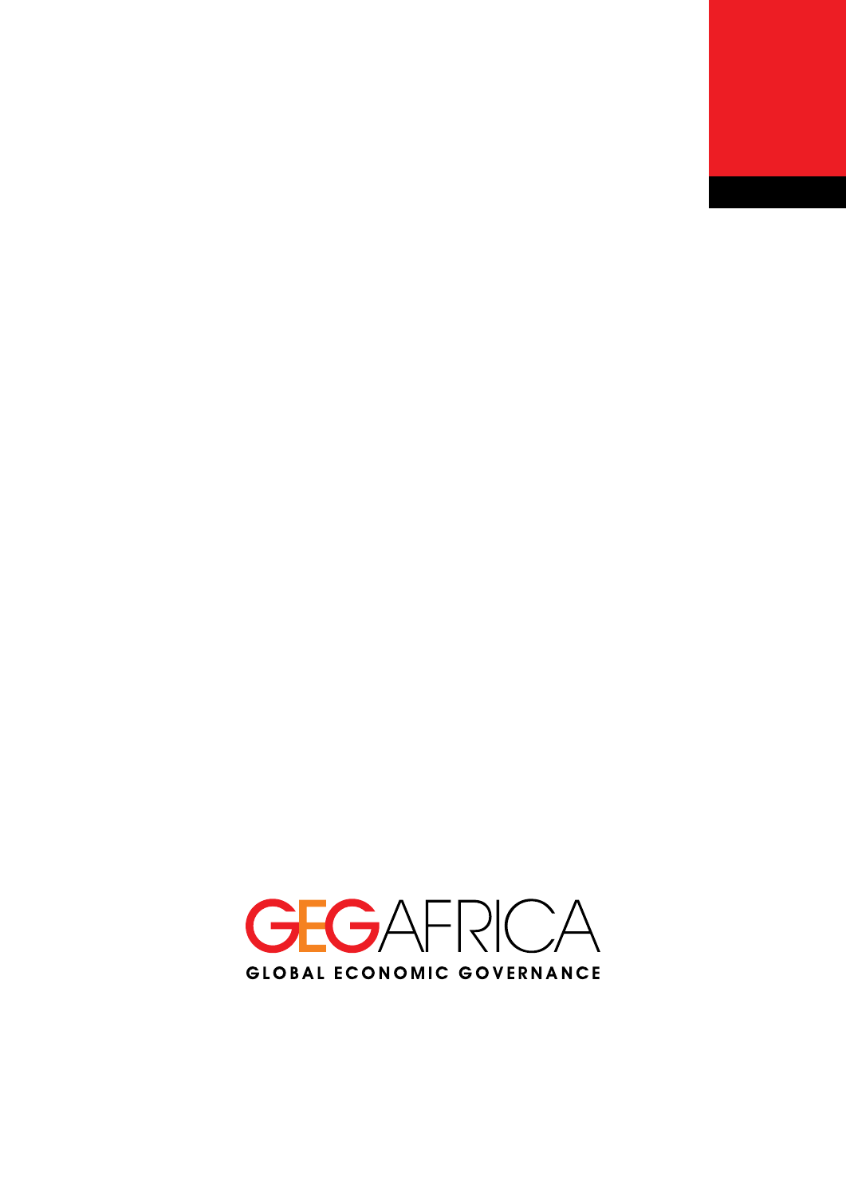GEGAFRICA

GLOBAL ECONOMIC GOVERNANCE